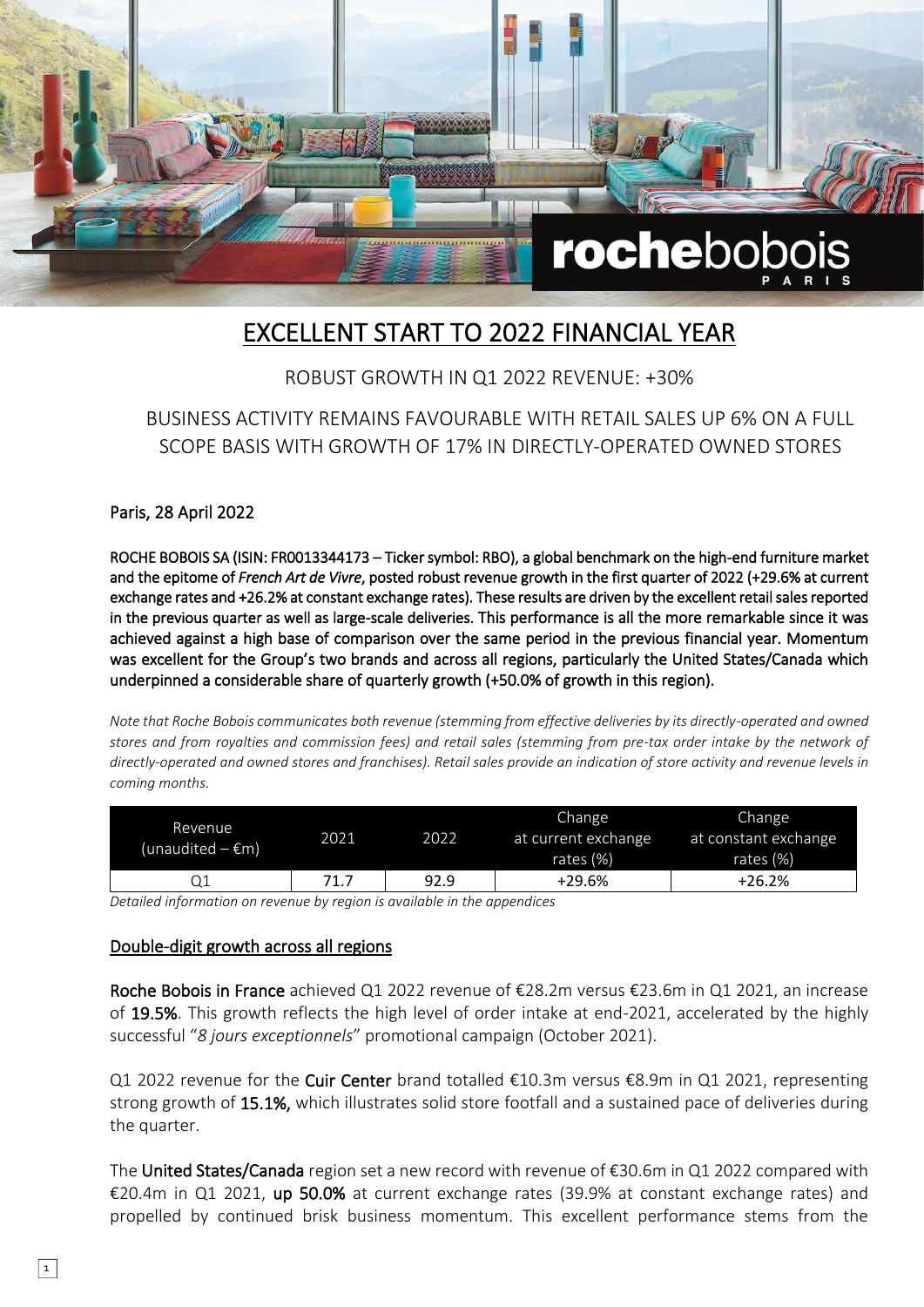# EXCELLENT START TO 2022 FINANCIAL YEAR

## ROBUST GROWTH IN Q1 2022 REVENUE: +30%

## BUSINESS ACTIVITY REMAINS FAVOURABLE WITH RETAIL SALES UP 6% ON A FULL SCOPE BASIS WITH GROWTH OF 17% IN DIRECTLY-OPERATED OWNED STORES

Paris, 28 April 2022

**ROCHE BOBOIS SA (ISIN: FR0013344173 – Ticker symbol: RBO), a global benchmark on the high-end furniture market and the epitome of *French Art de Vivre*, posted robust revenue growth in the first quarter of 2022 (+29.6% at current exchange rates and +26.2% at constant exchange rates). These results are driven by the excellent retail sales reported in the previous quarter as well as large-scale deliveries. This performance is all the more remarkable since it was achieved against a high base of comparison over the same period in the previous financial year. Momentum was excellent for the Group's two brands and across all regions, particularly the United States/Canada which underpinned a considerable share of quarterly growth (+50.0% of growth in this region).**

*Note that Roche Bobois communicates both revenue (stemming from effective deliveries by its directly-operated and owned stores and from royalties and commission fees) and retail sales (stemming from pre-tax order intake by the network of directly-operated and owned stores and franchises). Retail sales provide an indication of store activity and revenue levels in coming months.*

| Revenue (unaudited – €m) | 2021 | 2022 | Change at current exchange rates (%) | Change at constant exchange rates (%) |
|---|---|---|---|---|
| Q1 | 71.7 | 92.9 | +29.6% | +26.2% |

*Detailed information on revenue by region is available in the appendices*

### Double-digit growth across all regions

**Roche Bobois in France** achieved Q1 2022 revenue of €28.2m versus €23.6m in Q1 2021, an increase of **19.5%**. This growth reflects the high level of order intake at end-2021, accelerated by the highly successful "*8 jours exceptionnels*" promotional campaign (October 2021).

Q1 2022 revenue for the **Cuir Center** brand totalled €10.3m versus €8.9m in Q1 2021, representing strong growth of **15.1%,** which illustrates solid store footfall and a sustained pace of deliveries during the quarter.

The **United States/Canada** region set a new record with revenue of €30.6m in Q1 2022 compared with €20.4m in Q1 2021, **up 50.0%** at current exchange rates (39.9% at constant exchange rates) and propelled by continued brisk business momentum. This excellent performance stems from the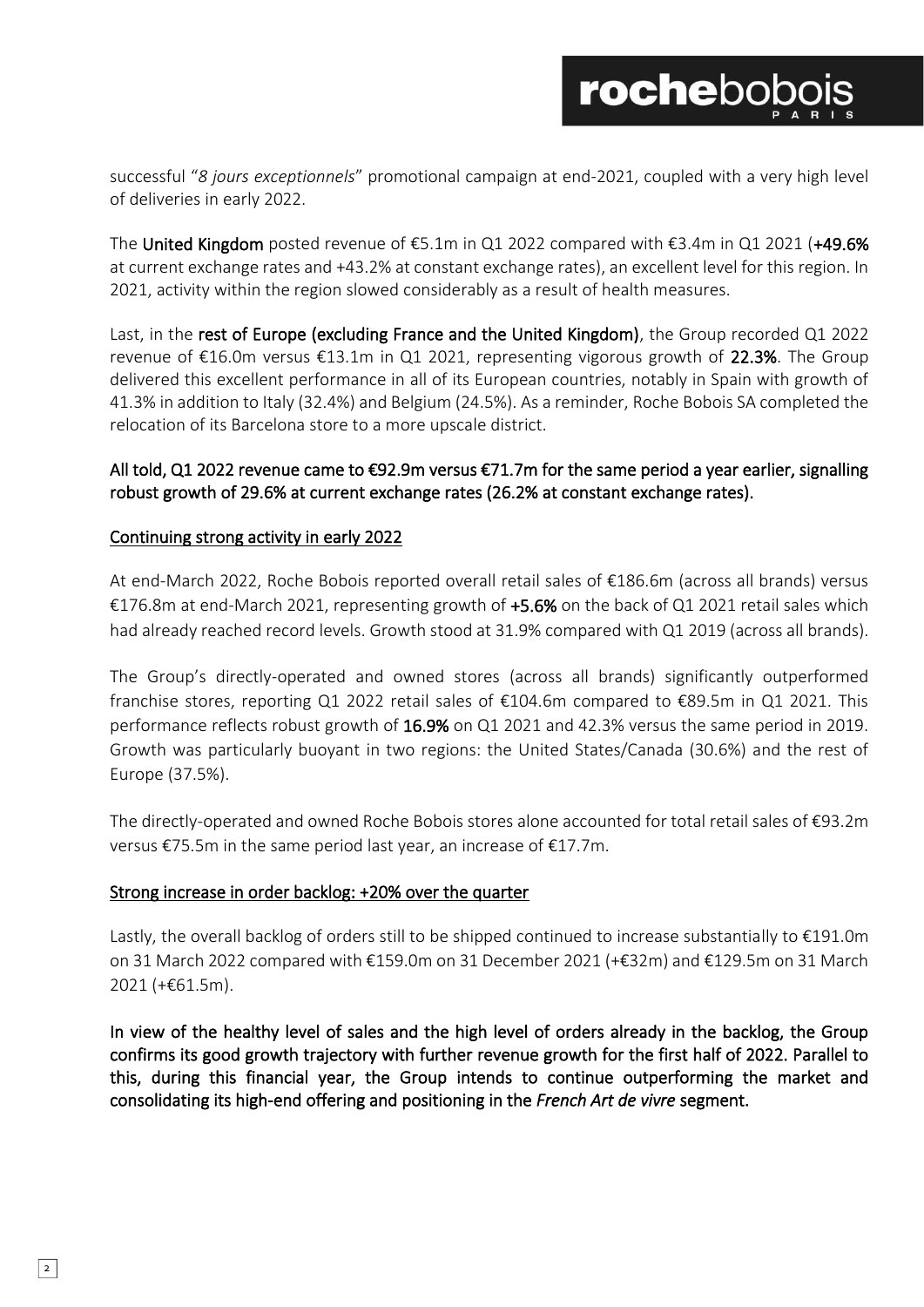successful "*8 jours exceptionnels*" promotional campaign at end-2021, coupled with a very high level of deliveries in early 2022.

The **United Kingdom** posted revenue of €5.1m in Q1 2022 compared with €3.4m in Q1 2021 (**+49.6%** at current exchange rates and +43.2% at constant exchange rates), an excellent level for this region. In 2021, activity within the region slowed considerably as a result of health measures.

Last, in the **rest of Europe (excluding France and the United Kingdom)**, the Group recorded Q1 2022 revenue of €16.0m versus €13.1m in Q1 2021, representing vigorous growth of **22.3%**. The Group delivered this excellent performance in all of its European countries, notably in Spain with growth of 41.3% in addition to Italy (32.4%) and Belgium (24.5%). As a reminder, Roche Bobois SA completed the relocation of its Barcelona store to a more upscale district.

**All told, Q1 2022 revenue came to €92.9m versus €71.7m for the same period a year earlier, signalling robust growth of 29.6% at current exchange rates (26.2% at constant exchange rates).**

## Continuing strong activity in early 2022

At end-March 2022, Roche Bobois reported overall retail sales of €186.6m (across all brands) versus €176.8m at end-March 2021, representing growth of **+5.6%** on the back of Q1 2021 retail sales which had already reached record levels. Growth stood at 31.9% compared with Q1 2019 (across all brands).

The Group's directly-operated and owned stores (across all brands) significantly outperformed franchise stores, reporting Q1 2022 retail sales of €104.6m compared to €89.5m in Q1 2021. This performance reflects robust growth of **16.9%** on Q1 2021 and 42.3% versus the same period in 2019. Growth was particularly buoyant in two regions: the United States/Canada (30.6%) and the rest of Europe (37.5%).

The directly-operated and owned Roche Bobois stores alone accounted for total retail sales of €93.2m versus €75.5m in the same period last year, an increase of €17.7m.

## Strong increase in order backlog: +20% over the quarter

Lastly, the overall backlog of orders still to be shipped continued to increase substantially to €191.0m on 31 March 2022 compared with €159.0m on 31 December 2021 (+€32m) and €129.5m on 31 March 2021 (+€61.5m).

**In view of the healthy level of sales and the high level of orders already in the backlog, the Group confirms its good growth trajectory with further revenue growth for the first half of 2022. Parallel to this, during this financial year, the Group intends to continue outperforming the market and consolidating its high-end offering and positioning in the *French Art de vivre* segment.**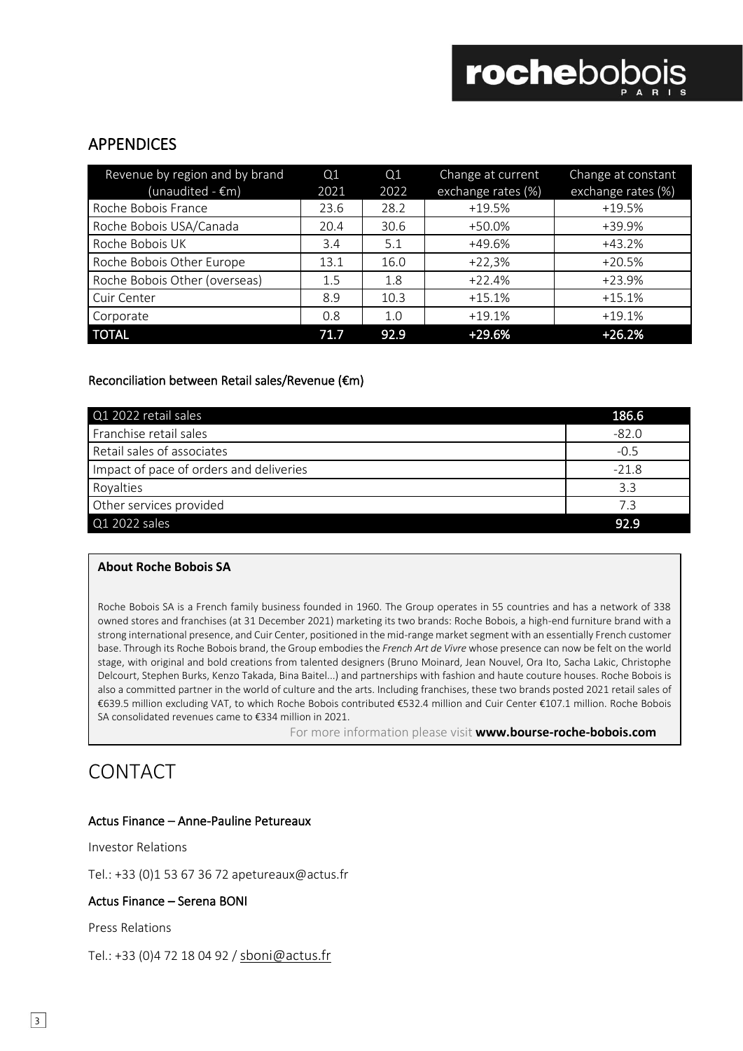## APPENDICES

| Revenue by region and by brand (unaudited - €m) | Q1 2021 | Q1 2022 | Change at current exchange rates (%) | Change at constant exchange rates (%) |
|---|---|---|---|---|
| Roche Bobois France | 23.6 | 28.2 | +19.5% | +19.5% |
| Roche Bobois USA/Canada | 20.4 | 30.6 | +50.0% | +39.9% |
| Roche Bobois UK | 3.4 | 5.1 | +49.6% | +43.2% |
| Roche Bobois Other Europe | 13.1 | 16.0 | +22,3% | +20.5% |
| Roche Bobois Other (overseas) | 1.5 | 1.8 | +22.4% | +23.9% |
| Cuir Center | 8.9 | 10.3 | +15.1% | +15.1% |
| Corporate | 0.8 | 1.0 | +19.1% | +19.1% |
| **TOTAL** | **71.7** | **92.9** | **+29.6%** | **+26.2%** |

#### Reconciliation between Retail sales/Revenue (€m)

| Q1 2022 retail sales | 186.6 |
|---|---|
| Franchise retail sales | -82.0 |
| Retail sales of associates | -0.5 |
| Impact of pace of orders and deliveries | -21.8 |
| Royalties | 3.3 |
| Other services provided | 7.3 |
| Q1 2022 sales | **92.9** |

**About Roche Bobois SA**

Roche Bobois SA is a French family business founded in 1960. The Group operates in 55 countries and has a network of 338 owned stores and franchises (at 31 December 2021) marketing its two brands: Roche Bobois, a high-end furniture brand with a strong international presence, and Cuir Center, positioned in the mid-range market segment with an essentially French customer base. Through its Roche Bobois brand, the Group embodies the *French Art de Vivre* whose presence can now be felt on the world stage, with original and bold creations from talented designers (Bruno Moinard, Jean Nouvel, Ora Ito, Sacha Lakic, Christophe Delcourt, Stephen Burks, Kenzo Takada, Bina Baitel...) and partnerships with fashion and haute couture houses. Roche Bobois is also a committed partner in the world of culture and the arts. Including franchises, these two brands posted 2021 retail sales of €639.5 million excluding VAT, to which Roche Bobois contributed €532.4 million and Cuir Center €107.1 million. Roche Bobois SA consolidated revenues came to €334 million in 2021.

For more information please visit **www.bourse-roche-bobois.com**

# CONTACT

#### Actus Finance – Anne-Pauline Petureaux

Investor Relations

Tel.: +33 (0)1 53 67 36 72 apetureaux@actus.fr

#### Actus Finance – Serena BONI

Press Relations

Tel.: +33 (0)4 72 18 04 92 / sboni@actus.fr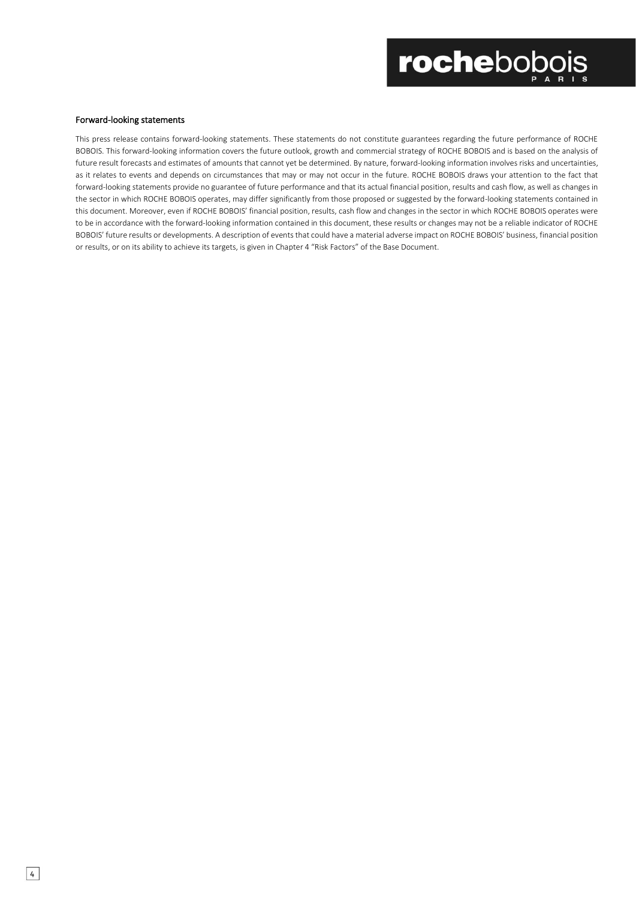#### Forward-looking statements

This press release contains forward-looking statements. These statements do not constitute guarantees regarding the future performance of ROCHE BOBOIS. This forward-looking information covers the future outlook, growth and commercial strategy of ROCHE BOBOIS and is based on the analysis of future result forecasts and estimates of amounts that cannot yet be determined. By nature, forward-looking information involves risks and uncertainties, as it relates to events and depends on circumstances that may or may not occur in the future. ROCHE BOBOIS draws your attention to the fact that forward-looking statements provide no guarantee of future performance and that its actual financial position, results and cash flow, as well as changes in the sector in which ROCHE BOBOIS operates, may differ significantly from those proposed or suggested by the forward-looking statements contained in this document. Moreover, even if ROCHE BOBOIS' financial position, results, cash flow and changes in the sector in which ROCHE BOBOIS operates were to be in accordance with the forward-looking information contained in this document, these results or changes may not be a reliable indicator of ROCHE BOBOIS' future results or developments. A description of events that could have a material adverse impact on ROCHE BOBOIS' business, financial position or results, or on its ability to achieve its targets, is given in Chapter 4 "Risk Factors" of the Base Document.